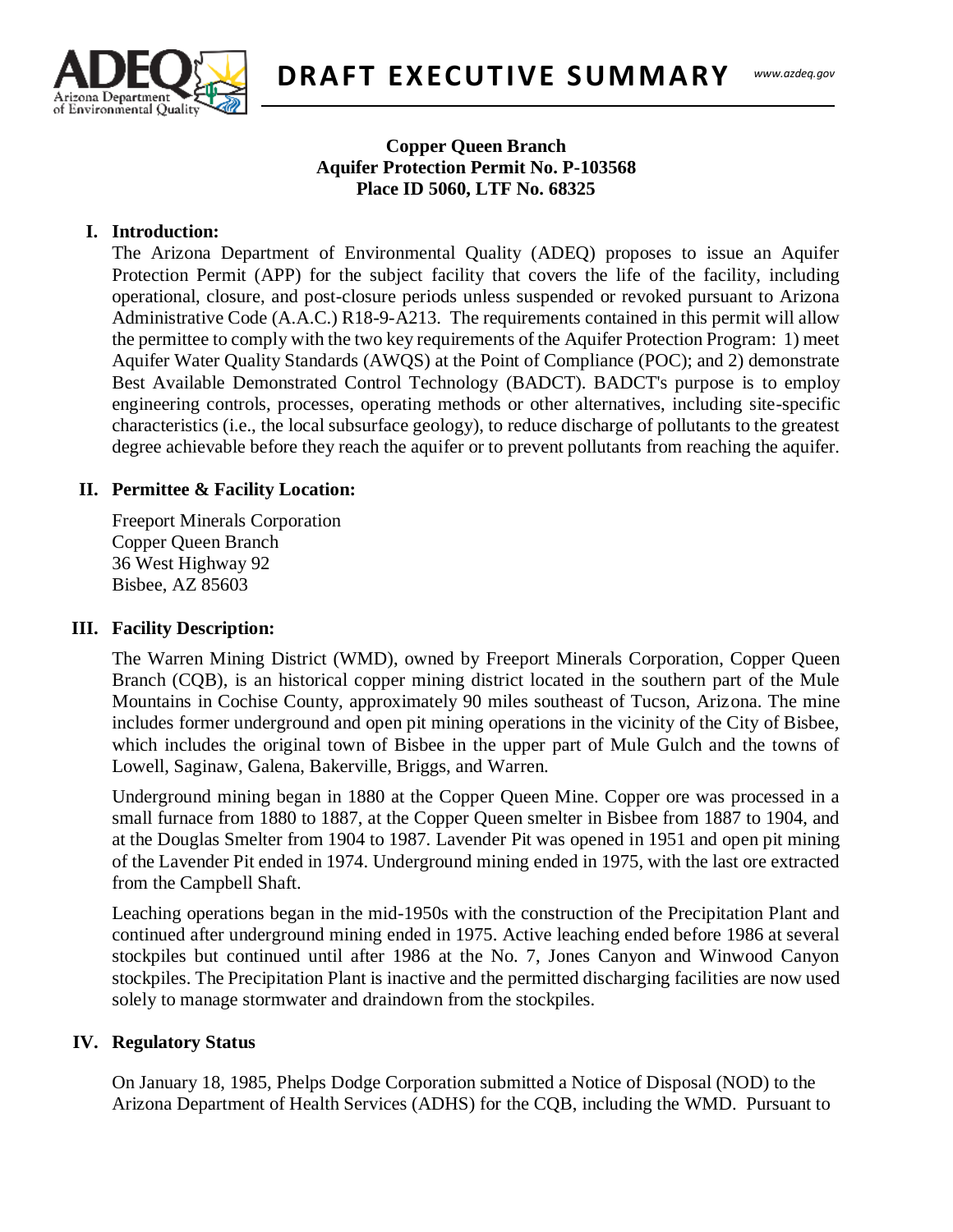# DRAFT EXECUTIVE SUMMARY

**Copper Queen Branch**
**Aquifer Protection Permit No. P-103568**
**Place ID 5060, LTF No. 68325**

## I. Introduction:

The Arizona Department of Environmental Quality (ADEQ) proposes to issue an Aquifer Protection Permit (APP) for the subject facility that covers the life of the facility, including operational, closure, and post-closure periods unless suspended or revoked pursuant to Arizona Administrative Code (A.A.C.) R18-9-A213. The requirements contained in this permit will allow the permittee to comply with the two key requirements of the Aquifer Protection Program: 1) meet Aquifer Water Quality Standards (AWQS) at the Point of Compliance (POC); and 2) demonstrate Best Available Demonstrated Control Technology (BADCT). BADCT's purpose is to employ engineering controls, processes, operating methods or other alternatives, including site-specific characteristics (i.e., the local subsurface geology), to reduce discharge of pollutants to the greatest degree achievable before they reach the aquifer or to prevent pollutants from reaching the aquifer.

## II. Permittee & Facility Location:

Freeport Minerals Corporation
Copper Queen Branch
36 West Highway 92
Bisbee, AZ 85603

## III. Facility Description:

The Warren Mining District (WMD), owned by Freeport Minerals Corporation, Copper Queen Branch (CQB), is an historical copper mining district located in the southern part of the Mule Mountains in Cochise County, approximately 90 miles southeast of Tucson, Arizona. The mine includes former underground and open pit mining operations in the vicinity of the City of Bisbee, which includes the original town of Bisbee in the upper part of Mule Gulch and the towns of Lowell, Saginaw, Galena, Bakerville, Briggs, and Warren.

Underground mining began in 1880 at the Copper Queen Mine. Copper ore was processed in a small furnace from 1880 to 1887, at the Copper Queen smelter in Bisbee from 1887 to 1904, and at the Douglas Smelter from 1904 to 1987. Lavender Pit was opened in 1951 and open pit mining of the Lavender Pit ended in 1974. Underground mining ended in 1975, with the last ore extracted from the Campbell Shaft.

Leaching operations began in the mid-1950s with the construction of the Precipitation Plant and continued after underground mining ended in 1975. Active leaching ended before 1986 at several stockpiles but continued until after 1986 at the No. 7, Jones Canyon and Winwood Canyon stockpiles. The Precipitation Plant is inactive and the permitted discharging facilities are now used solely to manage stormwater and draindown from the stockpiles.

## IV. Regulatory Status

On January 18, 1985, Phelps Dodge Corporation submitted a Notice of Disposal (NOD) to the Arizona Department of Health Services (ADHS) for the CQB, including the WMD. Pursuant to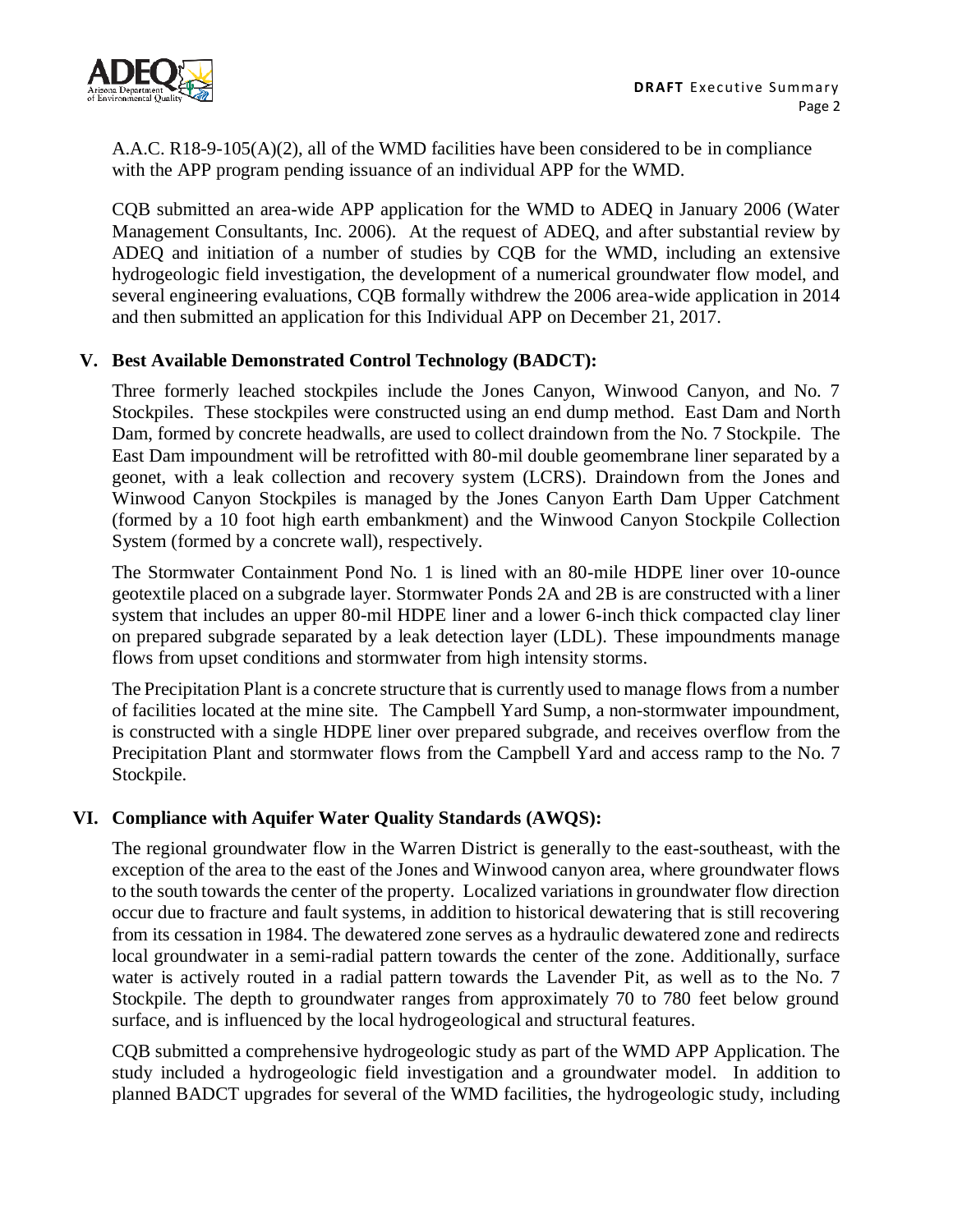A.A.C. R18-9-105(A)(2), all of the WMD facilities have been considered to be in compliance with the APP program pending issuance of an individual APP for the WMD.

CQB submitted an area-wide APP application for the WMD to ADEQ in January 2006 (Water Management Consultants, Inc. 2006). At the request of ADEQ, and after substantial review by ADEQ and initiation of a number of studies by CQB for the WMD, including an extensive hydrogeologic field investigation, the development of a numerical groundwater flow model, and several engineering evaluations, CQB formally withdrew the 2006 area-wide application in 2014 and then submitted an application for this Individual APP on December 21, 2017.

## V. Best Available Demonstrated Control Technology (BADCT):

Three formerly leached stockpiles include the Jones Canyon, Winwood Canyon, and No. 7 Stockpiles. These stockpiles were constructed using an end dump method. East Dam and North Dam, formed by concrete headwalls, are used to collect draindown from the No. 7 Stockpile. The East Dam impoundment will be retrofitted with 80-mil double geomembrane liner separated by a geonet, with a leak collection and recovery system (LCRS). Draindown from the Jones and Winwood Canyon Stockpiles is managed by the Jones Canyon Earth Dam Upper Catchment (formed by a 10 foot high earth embankment) and the Winwood Canyon Stockpile Collection System (formed by a concrete wall), respectively.

The Stormwater Containment Pond No. 1 is lined with an 80-mile HDPE liner over 10-ounce geotextile placed on a subgrade layer. Stormwater Ponds 2A and 2B is are constructed with a liner system that includes an upper 80-mil HDPE liner and a lower 6-inch thick compacted clay liner on prepared subgrade separated by a leak detection layer (LDL). These impoundments manage flows from upset conditions and stormwater from high intensity storms.

The Precipitation Plant is a concrete structure that is currently used to manage flows from a number of facilities located at the mine site. The Campbell Yard Sump, a non-stormwater impoundment, is constructed with a single HDPE liner over prepared subgrade, and receives overflow from the Precipitation Plant and stormwater flows from the Campbell Yard and access ramp to the No. 7 Stockpile.

## VI. Compliance with Aquifer Water Quality Standards (AWQS):

The regional groundwater flow in the Warren District is generally to the east-southeast, with the exception of the area to the east of the Jones and Winwood canyon area, where groundwater flows to the south towards the center of the property. Localized variations in groundwater flow direction occur due to fracture and fault systems, in addition to historical dewatering that is still recovering from its cessation in 1984. The dewatered zone serves as a hydraulic dewatered zone and redirects local groundwater in a semi-radial pattern towards the center of the zone. Additionally, surface water is actively routed in a radial pattern towards the Lavender Pit, as well as to the No. 7 Stockpile. The depth to groundwater ranges from approximately 70 to 780 feet below ground surface, and is influenced by the local hydrogeological and structural features.

CQB submitted a comprehensive hydrogeologic study as part of the WMD APP Application. The study included a hydrogeologic field investigation and a groundwater model. In addition to planned BADCT upgrades for several of the WMD facilities, the hydrogeologic study, including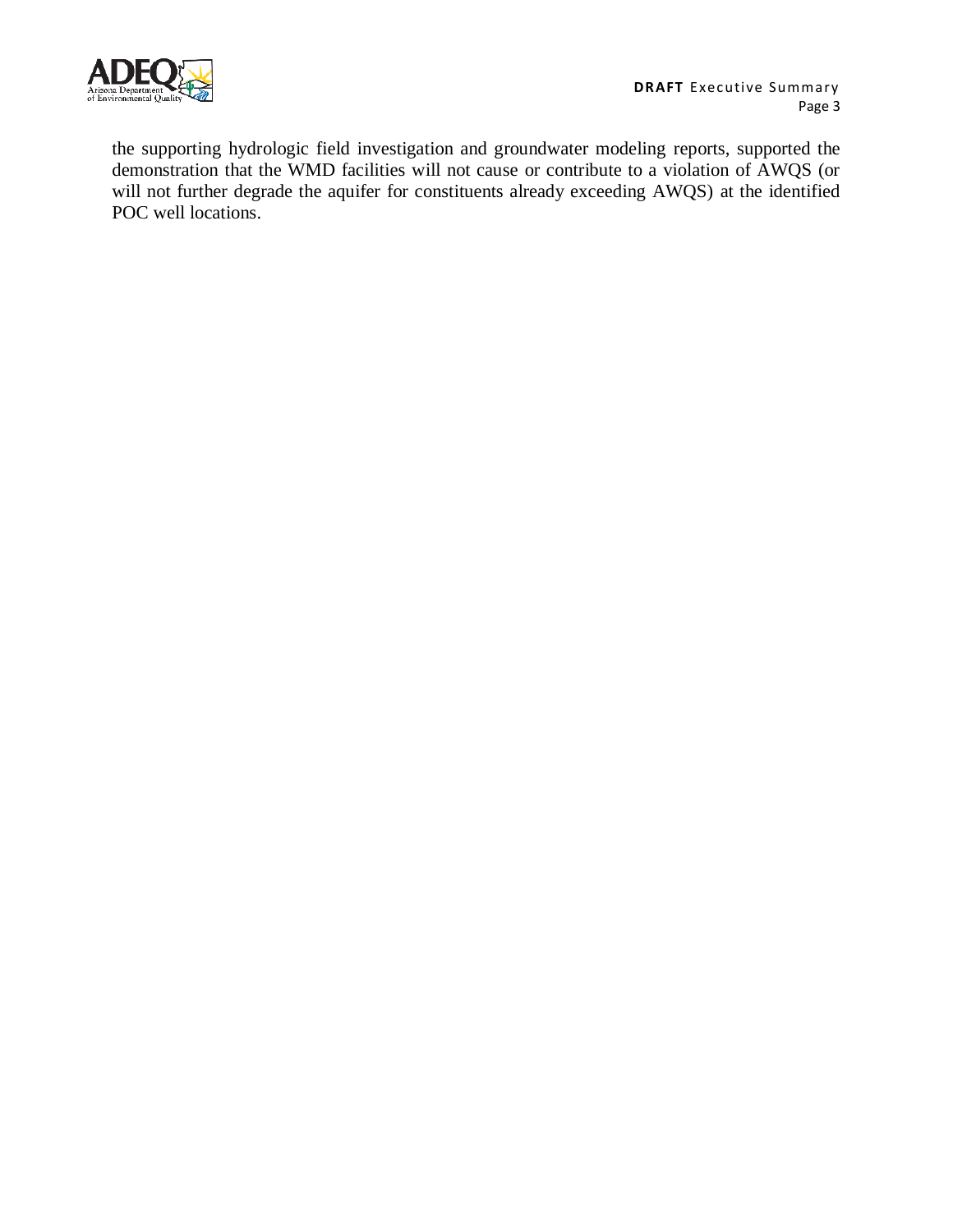the supporting hydrologic field investigation and groundwater modeling reports, supported the demonstration that the WMD facilities will not cause or contribute to a violation of AWQS (or will not further degrade the aquifer for constituents already exceeding AWQS) at the identified POC well locations.